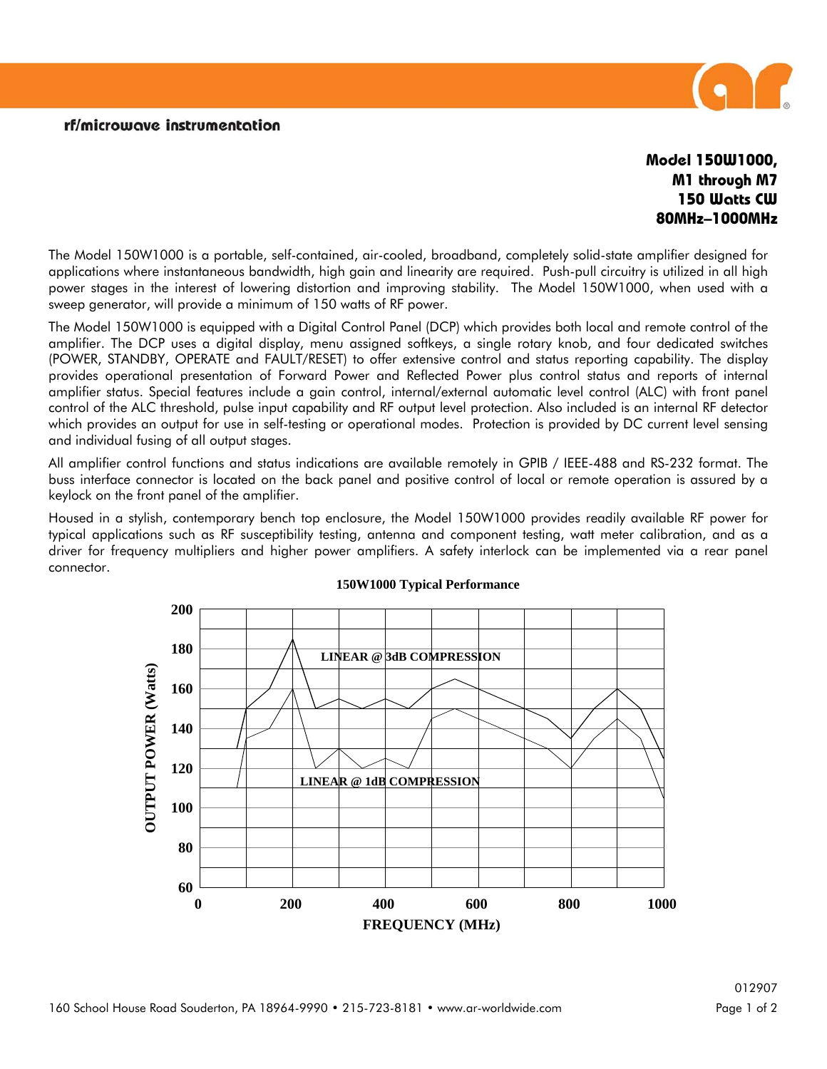rf/microwave instrumentation

# Model 150W1000, M1 through M7 150 Watts CW 80MHz–1000MHz

The Model 150W1000 is a portable, self-contained, air-cooled, broadband, completely solid-state amplifier designed for applications where instantaneous bandwidth, high gain and linearity are required. Push-pull circuitry is utilized in all high power stages in the interest of lowering distortion and improving stability. The Model 150W1000, when used with a sweep generator, will provide a minimum of 150 watts of RF power.

The Model 150W1000 is equipped with a Digital Control Panel (DCP) which provides both local and remote control of the amplifier. The DCP uses a digital display, menu assigned softkeys, a single rotary knob, and four dedicated switches (POWER, STANDBY, OPERATE and FAULT/RESET) to offer extensive control and status reporting capability. The display provides operational presentation of Forward Power and Reflected Power plus control status and reports of internal amplifier status. Special features include a gain control, internal/external automatic level control (ALC) with front panel control of the ALC threshold, pulse input capability and RF output level protection. Also included is an internal RF detector which provides an output for use in self-testing or operational modes. Protection is provided by DC current level sensing and individual fusing of all output stages.

All amplifier control functions and status indications are available remotely in GPIB / IEEE-488 and RS-232 format. The buss interface connector is located on the back panel and positive control of local or remote operation is assured by a keylock on the front panel of the amplifier.

Housed in a stylish, contemporary bench top enclosure, the Model 150W1000 provides readily available RF power for typical applications such as RF susceptibility testing, antenna and component testing, watt meter calibration, and as a driver for frequency multipliers and higher power amplifiers. A safety interlock can be implemented via a rear panel connector.

**150W1000 Typical Performance**

(Chart: OUTPUT POWER (Watts) from 60 to 200 vs. FREQUENCY (MHz) from 0 to 1000; curves labeled "LINEAR @ 3dB COMPRESSION" and "LINEAR @ 1dB COMPRESSION")

012907

160 School House Road Souderton, PA 18964-9990 • 215-723-8181 • www.ar-worldwide.com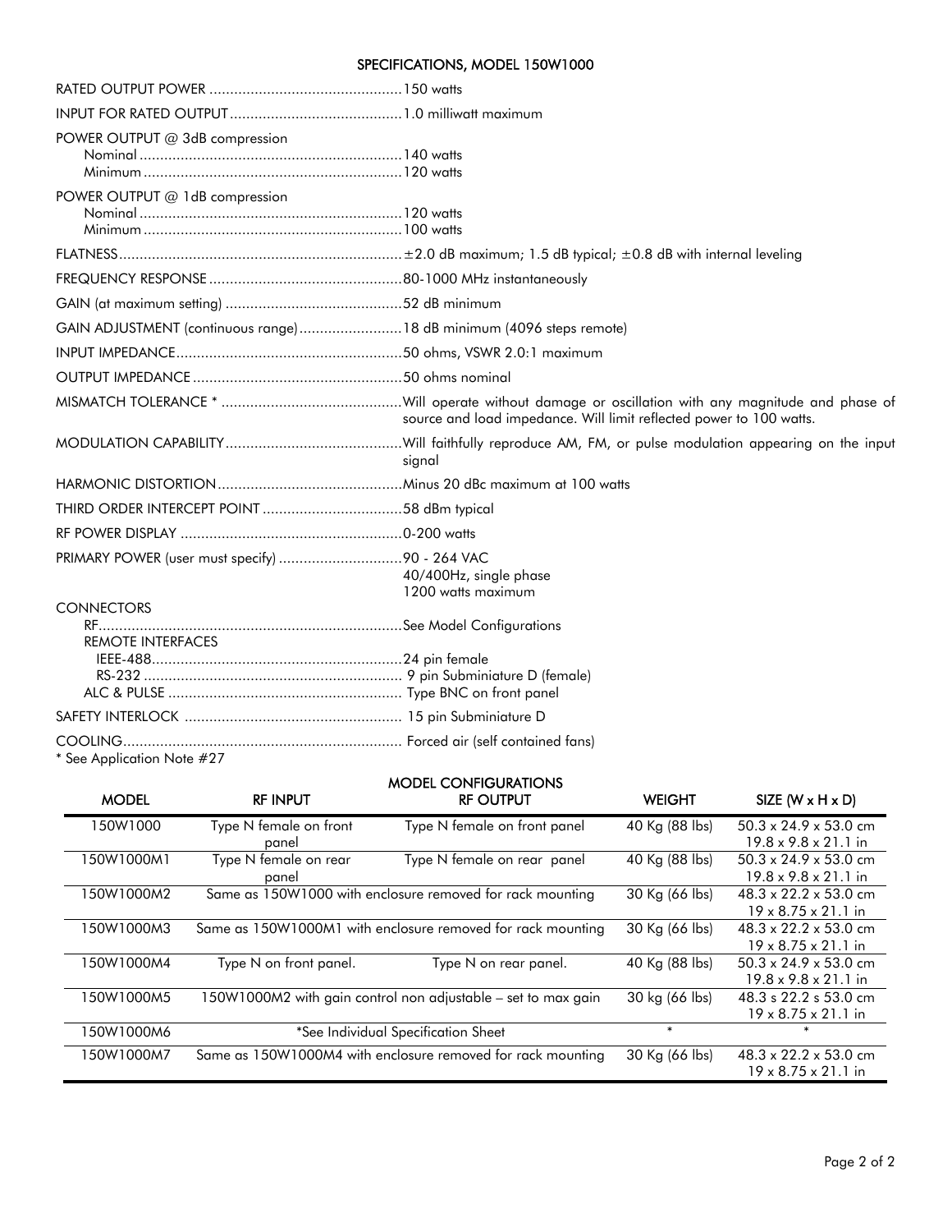## SPECIFICATIONS, MODEL 150W1000

| | |
|---|---|
| RATED OUTPUT POWER | 150 watts |
| INPUT FOR RATED OUTPUT | 1.0 milliwatt maximum |
| POWER OUTPUT @ 3dB compression | |
| Nominal | 140 watts |
| Minimum | 120 watts |
| POWER OUTPUT @ 1dB compression | |
| Nominal | 120 watts |
| Minimum | 100 watts |
| FLATNESS | ±2.0 dB maximum; 1.5 dB typical; ±0.8 dB with internal leveling |
| FREQUENCY RESPONSE | 80-1000 MHz instantaneously |
| GAIN (at maximum setting) | 52 dB minimum |
| GAIN ADJUSTMENT (continuous range) | 18 dB minimum (4096 steps remote) |
| INPUT IMPEDANCE | 50 ohms, VSWR 2.0:1 maximum |
| OUTPUT IMPEDANCE | 50 ohms nominal |
| MISMATCH TOLERANCE * | Will operate without damage or oscillation with any magnitude and phase of source and load impedance. Will limit reflected power to 100 watts. |
| MODULATION CAPABILITY | Will faithfully reproduce AM, FM, or pulse modulation appearing on the input signal |
| HARMONIC DISTORTION | Minus 20 dBc maximum at 100 watts |
| THIRD ORDER INTERCEPT POINT | 58 dBm typical |
| RF POWER DISPLAY | 0-200 watts |
| PRIMARY POWER (user must specify) | 90 - 264 VAC<br>40/400Hz, single phase<br>1200 watts maximum |
| CONNECTORS | |
| RF | See Model Configurations |
| REMOTE INTERFACES | |
| IEEE-488 | 24 pin female |
| RS-232 | 9 pin Subminiature D (female) |
| ALC & PULSE | Type BNC on front panel |
| SAFETY INTERLOCK | 15 pin Subminiature D |
| COOLING | Forced air (self contained fans) |

\* See Application Note #27

## MODEL CONFIGURATIONS

| MODEL | RF INPUT | RF OUTPUT | WEIGHT | SIZE (W x H x D) |
|---|---|---|---|---|
| 150W1000 | Type N female on front panel | Type N female on front panel | 40 Kg (88 lbs) | 50.3 x 24.9 x 53.0 cm<br>19.8 x 9.8 x 21.1 in |
| 150W1000M1 | Type N female on rear panel | Type N female on rear panel | 40 Kg (88 lbs) | 50.3 x 24.9 x 53.0 cm<br>19.8 x 9.8 x 21.1 in |
| 150W1000M2 | Same as 150W1000 with enclosure removed for rack mounting | | 30 Kg (66 lbs) | 48.3 x 22.2 x 53.0 cm<br>19 x 8.75 x 21.1 in |
| 150W1000M3 | Same as 150W1000M1 with enclosure removed for rack mounting | | 30 Kg (66 lbs) | 48.3 x 22.2 x 53.0 cm<br>19 x 8.75 x 21.1 in |
| 150W1000M4 | Type N on front panel. | Type N on rear panel. | 40 Kg (88 lbs) | 50.3 x 24.9 x 53.0 cm<br>19.8 x 9.8 x 21.1 in |
| 150W1000M5 | 150W1000M2 with gain control non adjustable – set to max gain | | 30 kg (66 lbs) | 48.3 s 22.2 s 53.0 cm<br>19 x 8.75 x 21.1 in |
| 150W1000M6 | *See Individual Specification Sheet | | * | * |
| 150W1000M7 | Same as 150W1000M4 with enclosure removed for rack mounting | | 30 Kg (66 lbs) | 48.3 x 22.2 x 53.0 cm<br>19 x 8.75 x 21.1 in |